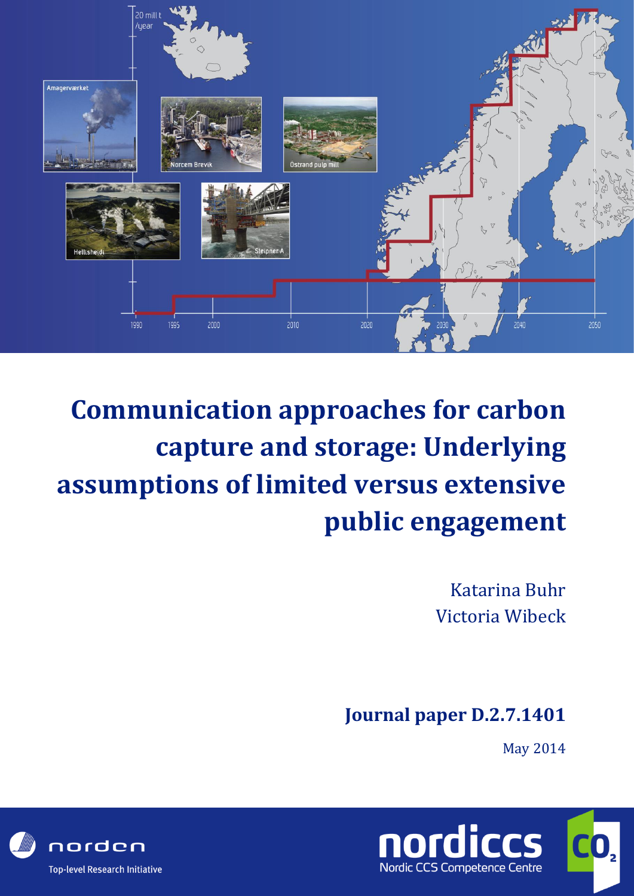# Communication approaches for carbon capture and storage: Underlying assumptions of limited versus extensive public engagement

Katarina Buhr
Victoria Wibeck

**Journal paper D.2.7.1401**

May 2014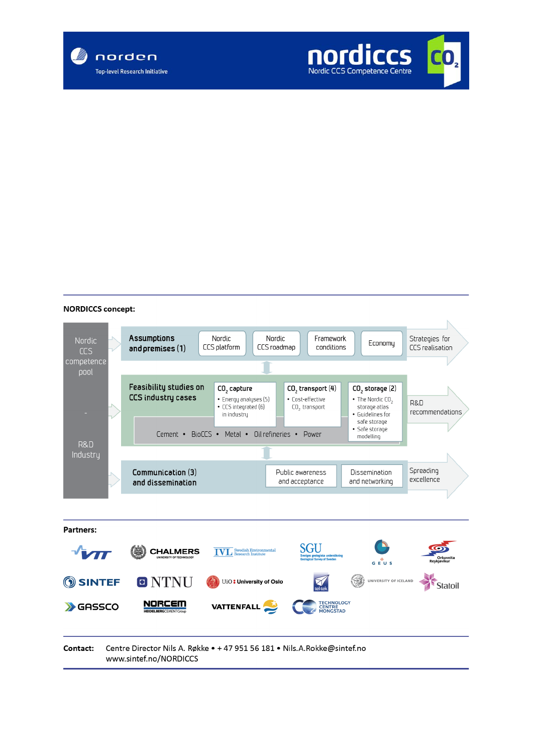**NORDICCS concept:**

Nordic CCS competence pool

-

R&D Industry

**Assumptions and premises (1)**

- Nordic CCS platform
- Nordic CCS roadmap
- Framework conditions
- Economy

Strategies for CCS realisation

**Feasibility studies on CCS industry cases**

**$CO_2$ capture**

- Energy analyses (5)
- CCS integrated (6) in industry

**$CO_2$ transport (4)**

- Cost-effective $CO_2$ transport

**$CO_2$ storage (2)**

- The Nordic $CO_2$ storage atlas
- Guidelines for safe storage
- Safe storage modelling

Cement • BioCCS • Metal • Oil refineries • Power

R&D recommendations

**Communication (3) and dissemination**

- Public awareness and acceptance
- Dissemination and networking

Spreading excellence

**Partners:**

VTT, Chalmers University of Technology, IVL Swedish Environmental Research Institute, SGU Sveriges geologiska undersökning Geological Survey of Sweden, GEUS, Orkuveita Reykjavíkur, SINTEF, NTNU, UiO University of Oslo, Tel-Tek, University of Iceland, Statoil, Gassco, Norcem HeidelbergCement Group, Vattenfall, Technology Centre Mongstad

**Contact:** Centre Director Nils A. Røkke • + 47 951 56 181 • Nils.A.Rokke@sintef.no
www.sintef.no/NORDICCS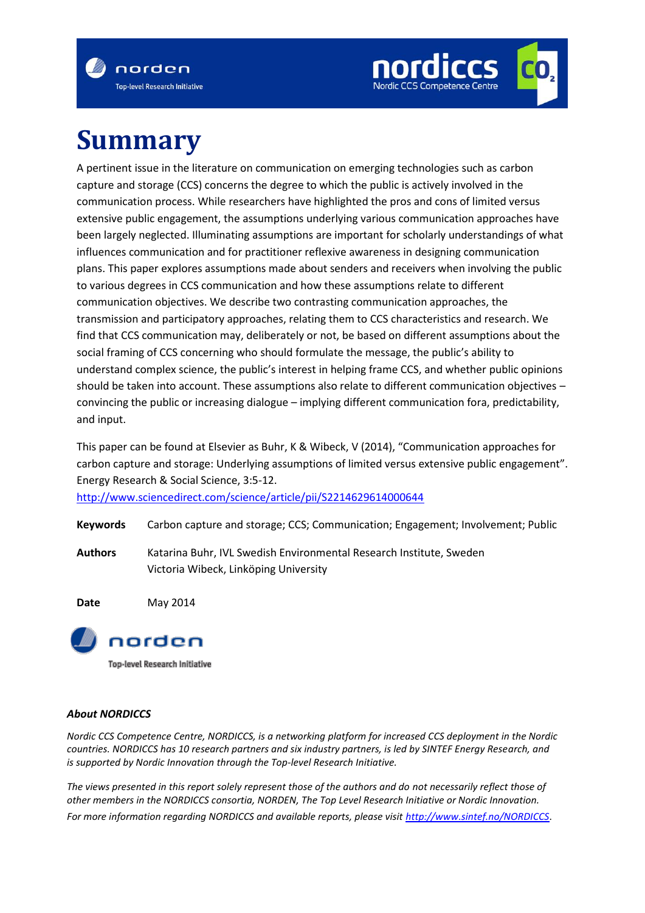# Summary

A pertinent issue in the literature on communication on emerging technologies such as carbon capture and storage (CCS) concerns the degree to which the public is actively involved in the communication process. While researchers have highlighted the pros and cons of limited versus extensive public engagement, the assumptions underlying various communication approaches have been largely neglected. Illuminating assumptions are important for scholarly understandings of what influences communication and for practitioner reflexive awareness in designing communication plans. This paper explores assumptions made about senders and receivers when involving the public to various degrees in CCS communication and how these assumptions relate to different communication objectives. We describe two contrasting communication approaches, the transmission and participatory approaches, relating them to CCS characteristics and research. We find that CCS communication may, deliberately or not, be based on different assumptions about the social framing of CCS concerning who should formulate the message, the public's ability to understand complex science, the public's interest in helping frame CCS, and whether public opinions should be taken into account. These assumptions also relate to different communication objectives – convincing the public or increasing dialogue – implying different communication fora, predictability, and input.

This paper can be found at Elsevier as Buhr, K & Wibeck, V (2014), "Communication approaches for carbon capture and storage: Underlying assumptions of limited versus extensive public engagement". Energy Research & Social Science, 3:5-12.
http://www.sciencedirect.com/science/article/pii/S2214629614000644

**Keywords** Carbon capture and storage; CCS; Communication; Engagement; Involvement; Public

**Authors** Katarina Buhr, IVL Swedish Environmental Research Institute, Sweden
Victoria Wibeck, Linköping University

**Date** May 2014

*About NORDICCS*

*Nordic CCS Competence Centre, NORDICCS, is a networking platform for increased CCS deployment in the Nordic countries. NORDICCS has 10 research partners and six industry partners, is led by SINTEF Energy Research, and is supported by Nordic Innovation through the Top-level Research Initiative.*

*The views presented in this report solely represent those of the authors and do not necessarily reflect those of other members in the NORDICCS consortia, NORDEN, The Top Level Research Initiative or Nordic Innovation.*
*For more information regarding NORDICCS and available reports, please visit* http://www.sintef.no/NORDICCS.